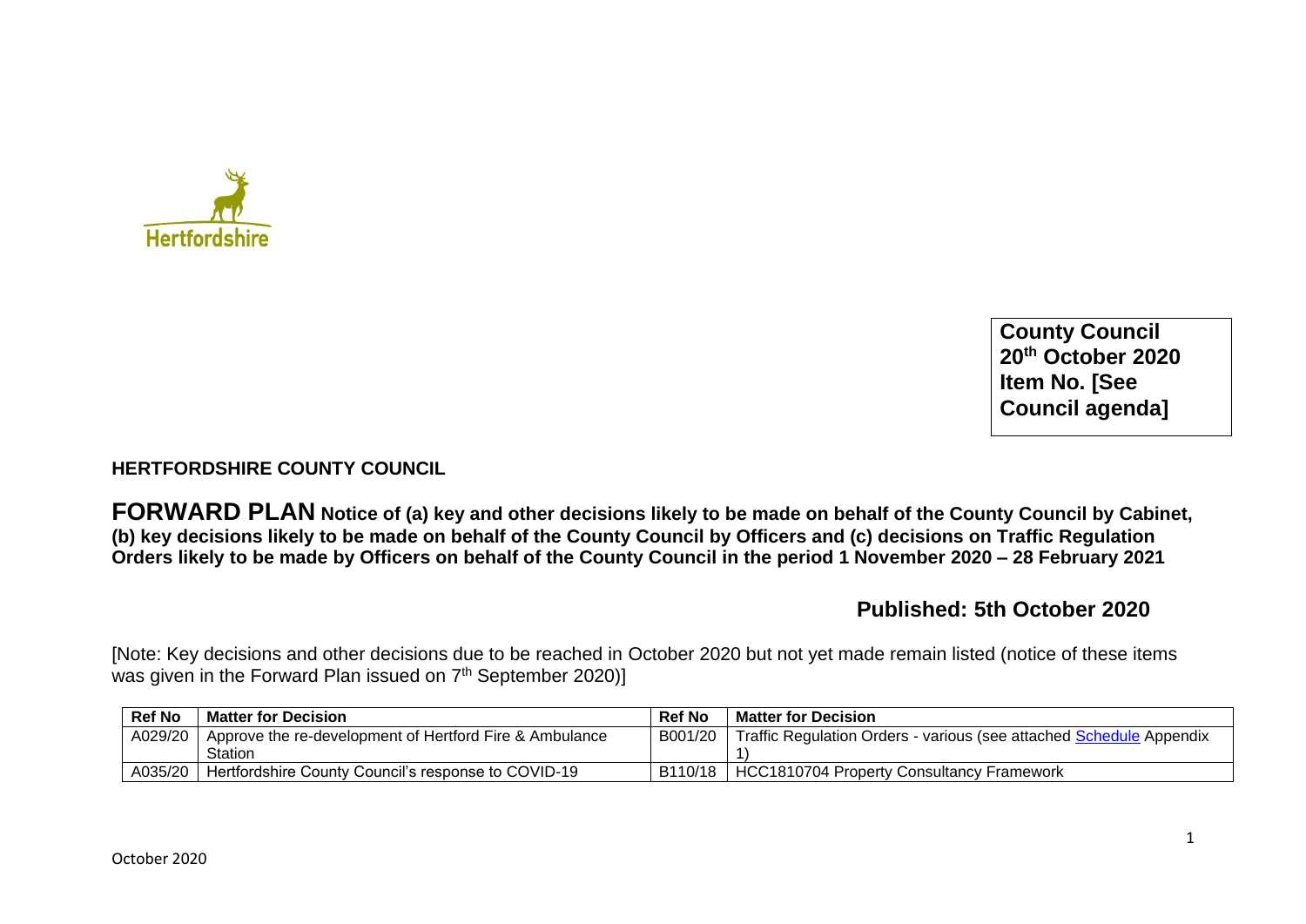**County Council**
**20th October 2020**
**Item No. [See Council agenda]**

**HERTFORDSHIRE COUNTY COUNCIL**

**FORWARD PLAN Notice of (a) key and other decisions likely to be made on behalf of the County Council by Cabinet, (b) key decisions likely to be made on behalf of the County Council by Officers and (c) decisions on Traffic Regulation Orders likely to be made by Officers on behalf of the County Council in the period 1 November 2020 – 28 February 2021**

**Published: 5th October 2020**

[Note: Key decisions and other decisions due to be reached in October 2020 but not yet made remain listed (notice of these items was given in the Forward Plan issued on 7th September 2020)]

| Ref No | Matter for Decision | Ref No | Matter for Decision |
|---|---|---|---|
| A029/20 | Approve the re-development of Hertford Fire & Ambulance Station | B001/20 | Traffic Regulation Orders - various (see attached Schedule Appendix 1) |
| A035/20 | Hertfordshire County Council's response to COVID-19 | B110/18 | HCC1810704 Property Consultancy Framework |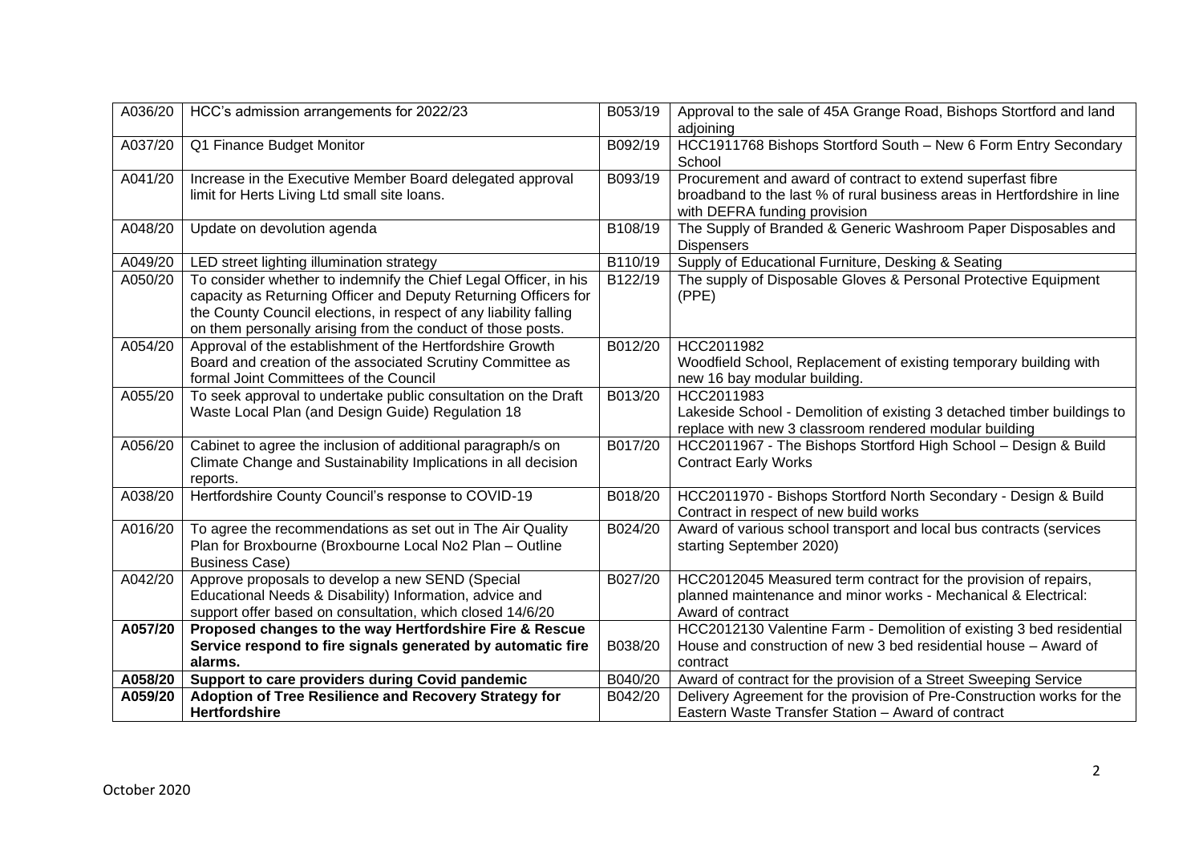| A036/20 | HCC's admission arrangements for 2022/23 | B053/19 | Approval to the sale of 45A Grange Road, Bishops Stortford and land adjoining |
|---|---|---|---|
| A037/20 | Q1 Finance Budget Monitor | B092/19 | HCC1911768 Bishops Stortford South – New 6 Form Entry Secondary School |
| A041/20 | Increase in the Executive Member Board delegated approval limit for Herts Living Ltd small site loans. | B093/19 | Procurement and award of contract to extend superfast fibre broadband to the last % of rural business areas in Hertfordshire in line with DEFRA funding provision |
| A048/20 | Update on devolution agenda | B108/19 | The Supply of Branded & Generic Washroom Paper Disposables and Dispensers |
| A049/20 | LED street lighting illumination strategy | B110/19 | Supply of Educational Furniture, Desking & Seating |
| A050/20 | To consider whether to indemnify the Chief Legal Officer, in his capacity as Returning Officer and Deputy Returning Officers for the County Council elections, in respect of any liability falling on them personally arising from the conduct of those posts. | B122/19 | The supply of Disposable Gloves & Personal Protective Equipment (PPE) |
| A054/20 | Approval of the establishment of the Hertfordshire Growth Board and creation of the associated Scrutiny Committee as formal Joint Committees of the Council | B012/20 | HCC2011982<br>Woodfield School, Replacement of existing temporary building with new 16 bay modular building. |
| A055/20 | To seek approval to undertake public consultation on the Draft Waste Local Plan (and Design Guide) Regulation 18 | B013/20 | HCC2011983<br>Lakeside School - Demolition of existing 3 detached timber buildings to replace with new 3 classroom rendered modular building |
| A056/20 | Cabinet to agree the inclusion of additional paragraph/s on Climate Change and Sustainability Implications in all decision reports. | B017/20 | HCC2011967 - The Bishops Stortford High School – Design & Build Contract Early Works |
| A038/20 | Hertfordshire County Council's response to COVID-19 | B018/20 | HCC2011970 - Bishops Stortford North Secondary - Design & Build Contract in respect of new build works |
| A016/20 | To agree the recommendations as set out in The Air Quality Plan for Broxbourne (Broxbourne Local No2 Plan – Outline Business Case) | B024/20 | Award of various school transport and local bus contracts (services starting September 2020) |
| A042/20 | Approve proposals to develop a new SEND (Special Educational Needs & Disability) Information, advice and support offer based on consultation, which closed 14/6/20 | B027/20 | HCC2012045 Measured term contract for the provision of repairs, planned maintenance and minor works - Mechanical & Electrical: Award of contract |
| **A057/20** | **Proposed changes to the way Hertfordshire Fire & Rescue Service respond to fire signals generated by automatic fire alarms.** | B038/20 | HCC2012130 Valentine Farm - Demolition of existing 3 bed residential House and construction of new 3 bed residential house – Award of contract |
| **A058/20** | **Support to care providers during Covid pandemic** | B040/20 | Award of contract for the provision of a Street Sweeping Service |
| **A059/20** | **Adoption of Tree Resilience and Recovery Strategy for Hertfordshire** | B042/20 | Delivery Agreement for the provision of Pre-Construction works for the Eastern Waste Transfer Station – Award of contract |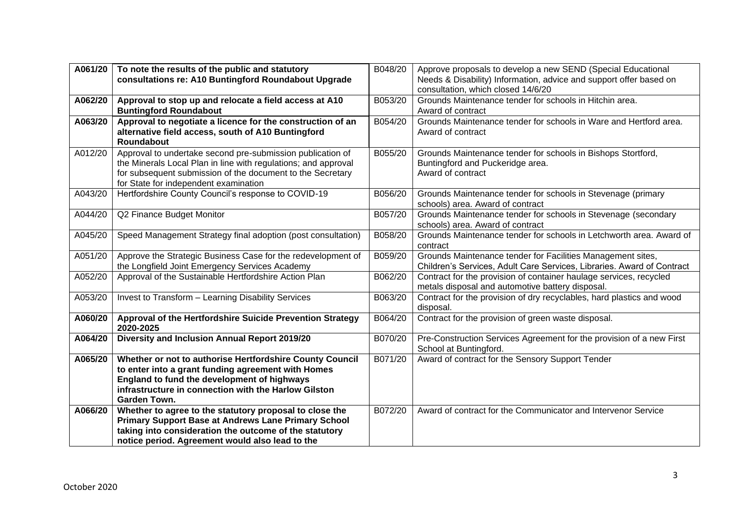| | | | |
|---|---|---|---|
| **A061/20** | **To note the results of the public and statutory consultations re: A10 Buntingford Roundabout Upgrade** | B048/20 | Approve proposals to develop a new SEND (Special Educational Needs & Disability) Information, advice and support offer based on consultation, which closed 14/6/20 |
| **A062/20** | **Approval to stop up and relocate a field access at A10 Buntingford Roundabout** | B053/20 | Grounds Maintenance tender for schools in Hitchin area. Award of contract |
| **A063/20** | **Approval to negotiate a licence for the construction of an alternative field access, south of A10 Buntingford Roundabout** | B054/20 | Grounds Maintenance tender for schools in Ware and Hertford area. Award of contract |
| A012/20 | Approval to undertake second pre-submission publication of the Minerals Local Plan in line with regulations; and approval for subsequent submission of the document to the Secretary for State for independent examination | B055/20 | Grounds Maintenance tender for schools in Bishops Stortford, Buntingford and Puckeridge area. Award of contract |
| A043/20 | Hertfordshire County Council's response to COVID-19 | B056/20 | Grounds Maintenance tender for schools in Stevenage (primary schools) area. Award of contract |
| A044/20 | Q2 Finance Budget Monitor | B057/20 | Grounds Maintenance tender for schools in Stevenage (secondary schools) area. Award of contract |
| A045/20 | Speed Management Strategy final adoption (post consultation) | B058/20 | Grounds Maintenance tender for schools in Letchworth area. Award of contract |
| A051/20 | Approve the Strategic Business Case for the redevelopment of the Longfield Joint Emergency Services Academy | B059/20 | Grounds Maintenance tender for Facilities Management sites, Children's Services, Adult Care Services, Libraries. Award of Contract |
| A052/20 | Approval of the Sustainable Hertfordshire Action Plan | B062/20 | Contract for the provision of container haulage services, recycled metals disposal and automotive battery disposal. |
| A053/20 | Invest to Transform – Learning Disability Services | B063/20 | Contract for the provision of dry recyclables, hard plastics and wood disposal. |
| **A060/20** | **Approval of the Hertfordshire Suicide Prevention Strategy 2020-2025** | B064/20 | Contract for the provision of green waste disposal. |
| **A064/20** | **Diversity and Inclusion Annual Report 2019/20** | B070/20 | Pre-Construction Services Agreement for the provision of a new First School at Buntingford. |
| **A065/20** | **Whether or not to authorise Hertfordshire County Council to enter into a grant funding agreement with Homes England to fund the development of highways infrastructure in connection with the Harlow Gilston Garden Town.** | B071/20 | Award of contract for the Sensory Support Tender |
| **A066/20** | **Whether to agree to the statutory proposal to close the Primary Support Base at Andrews Lane Primary School taking into consideration the outcome of the statutory notice period. Agreement would also lead to the** | B072/20 | Award of contract for the Communicator and Intervenor Service |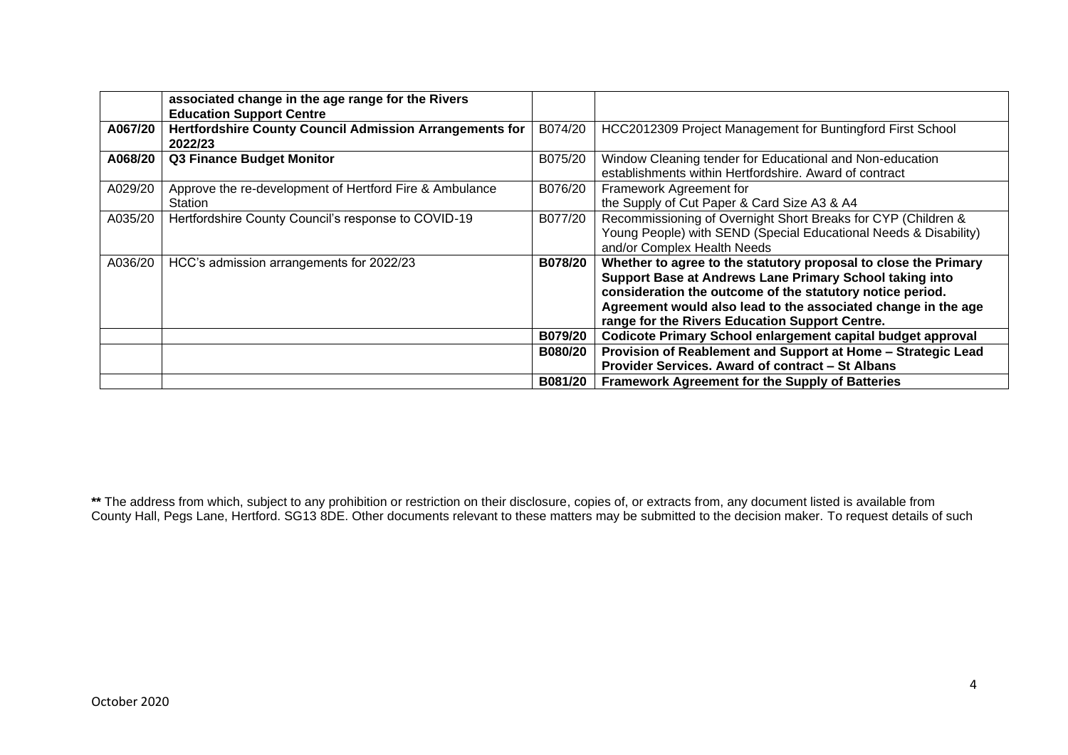| | | | |
|---|---|---|---|
| | **associated change in the age range for the Rivers Education Support Centre** | | |
| **A067/20** | **Hertfordshire County Council Admission Arrangements for 2022/23** | B074/20 | HCC2012309 Project Management for Buntingford First School |
| **A068/20** | **Q3 Finance Budget Monitor** | B075/20 | Window Cleaning tender for Educational and Non-education establishments within Hertfordshire. Award of contract |
| A029/20 | Approve the re-development of Hertford Fire & Ambulance Station | B076/20 | Framework Agreement for the Supply of Cut Paper & Card Size A3 & A4 |
| A035/20 | Hertfordshire County Council's response to COVID-19 | B077/20 | Recommissioning of Overnight Short Breaks for CYP (Children & Young People) with SEND (Special Educational Needs & Disability) and/or Complex Health Needs |
| A036/20 | HCC's admission arrangements for 2022/23 | **B078/20** | **Whether to agree to the statutory proposal to close the Primary Support Base at Andrews Lane Primary School taking into consideration the outcome of the statutory notice period. Agreement would also lead to the associated change in the age range for the Rivers Education Support Centre.** |
| | | **B079/20** | **Codicote Primary School enlargement capital budget approval** |
| | | **B080/20** | **Provision of Reablement and Support at Home – Strategic Lead Provider Services. Award of contract – St Albans** |
| | | **B081/20** | **Framework Agreement for the Supply of Batteries** |

**\*\*** The address from which, subject to any prohibition or restriction on their disclosure, copies of, or extracts from, any document listed is available from County Hall, Pegs Lane, Hertford. SG13 8DE. Other documents relevant to these matters may be submitted to the decision maker. To request details of such

October 2020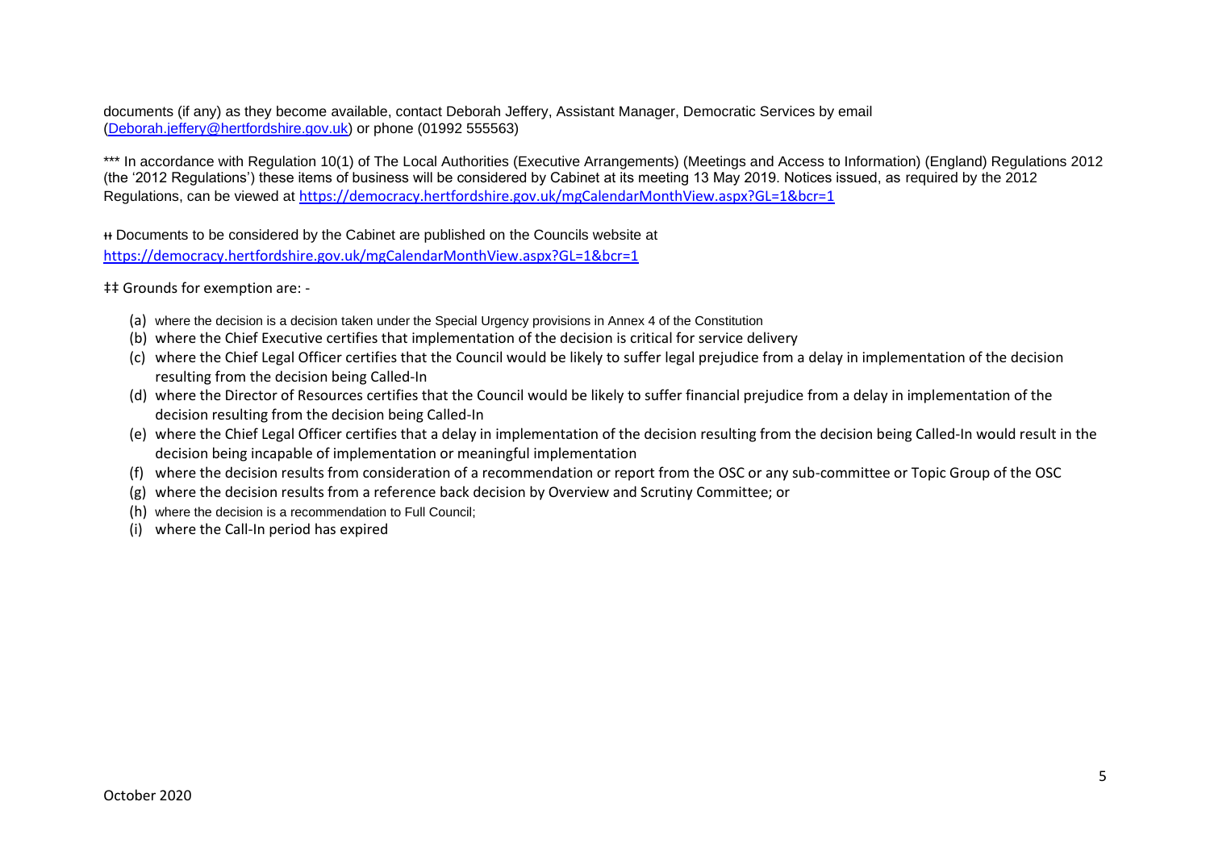documents (if any) as they become available, contact Deborah Jeffery, Assistant Manager, Democratic Services by email ([Deborah.jeffery@hertfordshire.gov.uk](mailto:Deborah.jeffery@hertfordshire.gov.uk)) or phone (01992 555563)

*** In accordance with Regulation 10(1) of The Local Authorities (Executive Arrangements) (Meetings and Access to Information) (England) Regulations 2012 (the '2012 Regulations') these items of business will be considered by Cabinet at its meeting 13 May 2019. Notices issued, as required by the 2012 Regulations, can be viewed at https://democracy.hertfordshire.gov.uk/mgCalendarMonthView.aspx?GL=1&bcr=1

ᵼᵼ Documents to be considered by the Cabinet are published on the Councils website at https://democracy.hertfordshire.gov.uk/mgCalendarMonthView.aspx?GL=1&bcr=1

‡‡ Grounds for exemption are: -

(a) where the decision is a decision taken under the Special Urgency provisions in Annex 4 of the Constitution
(b) where the Chief Executive certifies that implementation of the decision is critical for service delivery
(c) where the Chief Legal Officer certifies that the Council would be likely to suffer legal prejudice from a delay in implementation of the decision resulting from the decision being Called-In
(d) where the Director of Resources certifies that the Council would be likely to suffer financial prejudice from a delay in implementation of the decision resulting from the decision being Called-In
(e) where the Chief Legal Officer certifies that a delay in implementation of the decision resulting from the decision being Called-In would result in the decision being incapable of implementation or meaningful implementation
(f) where the decision results from consideration of a recommendation or report from the OSC or any sub-committee or Topic Group of the OSC
(g) where the decision results from a reference back decision by Overview and Scrutiny Committee; or
(h) where the decision is a recommendation to Full Council;
(i) where the Call-In period has expired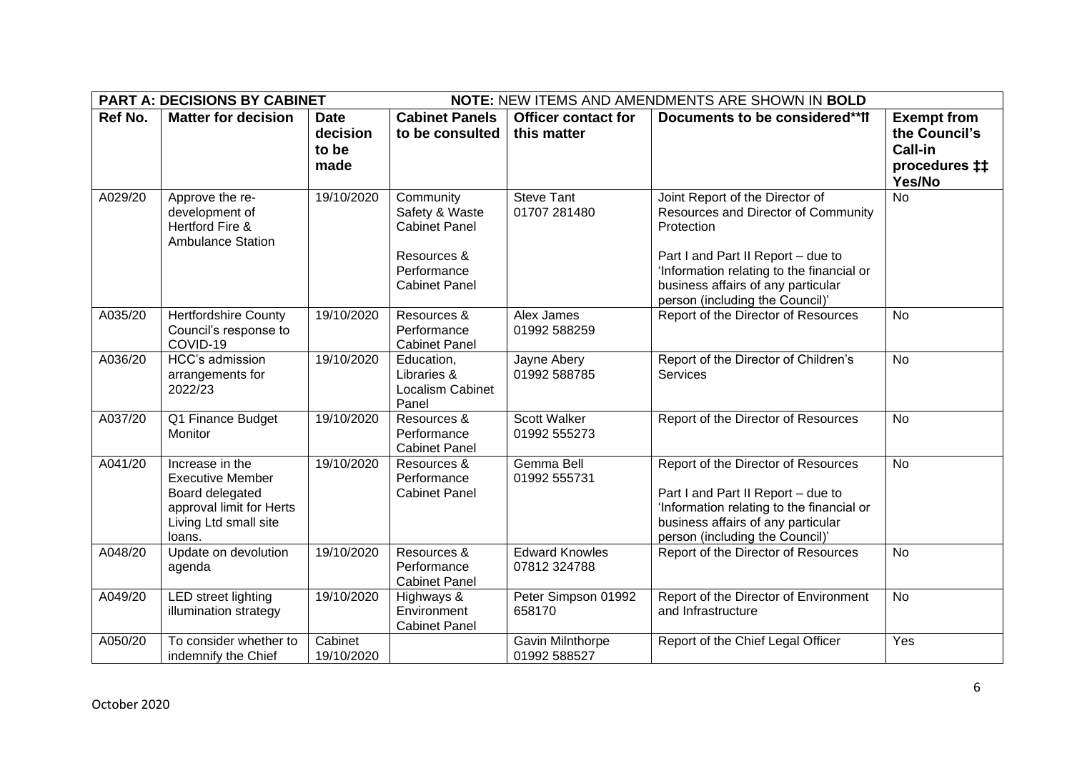| **PART A: DECISIONS BY CABINET** | | | **NOTE:** NEW ITEMS AND AMENDMENTS ARE SHOWN IN **BOLD** | | | |
|---|---|---|---|---|---|---|
| **Ref No.** | **Matter for decision** | **Date decision to be made** | **Cabinet Panels to be consulted** | **Officer contact for this matter** | **Documents to be considered**⁑ | **Exempt from the Council's Call-in procedures ‡‡ Yes/No** |
| A029/20 | Approve the re-development of Hertford Fire & Ambulance Station | 19/10/2020 | Community Safety & Waste Cabinet Panel<br><br>Resources & Performance Cabinet Panel | Steve Tant<br>01707 281480 | Joint Report of the Director of Resources and Director of Community Protection<br><br>Part I and Part II Report – due to 'Information relating to the financial or business affairs of any particular person (including the Council)' | No |
| A035/20 | Hertfordshire County Council's response to COVID-19 | 19/10/2020 | Resources & Performance Cabinet Panel | Alex James<br>01992 588259 | Report of the Director of Resources | No |
| A036/20 | HCC's admission arrangements for 2022/23 | 19/10/2020 | Education, Libraries & Localism Cabinet Panel | Jayne Abery<br>01992 588785 | Report of the Director of Children's Services | No |
| A037/20 | Q1 Finance Budget Monitor | 19/10/2020 | Resources & Performance Cabinet Panel | Scott Walker<br>01992 555273 | Report of the Director of Resources | No |
| A041/20 | Increase in the Executive Member Board delegated approval limit for Herts Living Ltd small site loans. | 19/10/2020 | Resources & Performance Cabinet Panel | Gemma Bell<br>01992 555731 | Report of the Director of Resources<br><br>Part I and Part II Report – due to 'Information relating to the financial or business affairs of any particular person (including the Council)' | No |
| A048/20 | Update on devolution agenda | 19/10/2020 | Resources & Performance Cabinet Panel | Edward Knowles<br>07812 324788 | Report of the Director of Resources | No |
| A049/20 | LED street lighting illumination strategy | 19/10/2020 | Highways & Environment Cabinet Panel | Peter Simpson 01992 658170 | Report of the Director of Environment and Infrastructure | No |
| A050/20 | To consider whether to indemnify the Chief | Cabinet 19/10/2020 | | Gavin Milnthorpe<br>01992 588527 | Report of the Chief Legal Officer | Yes |

October 2020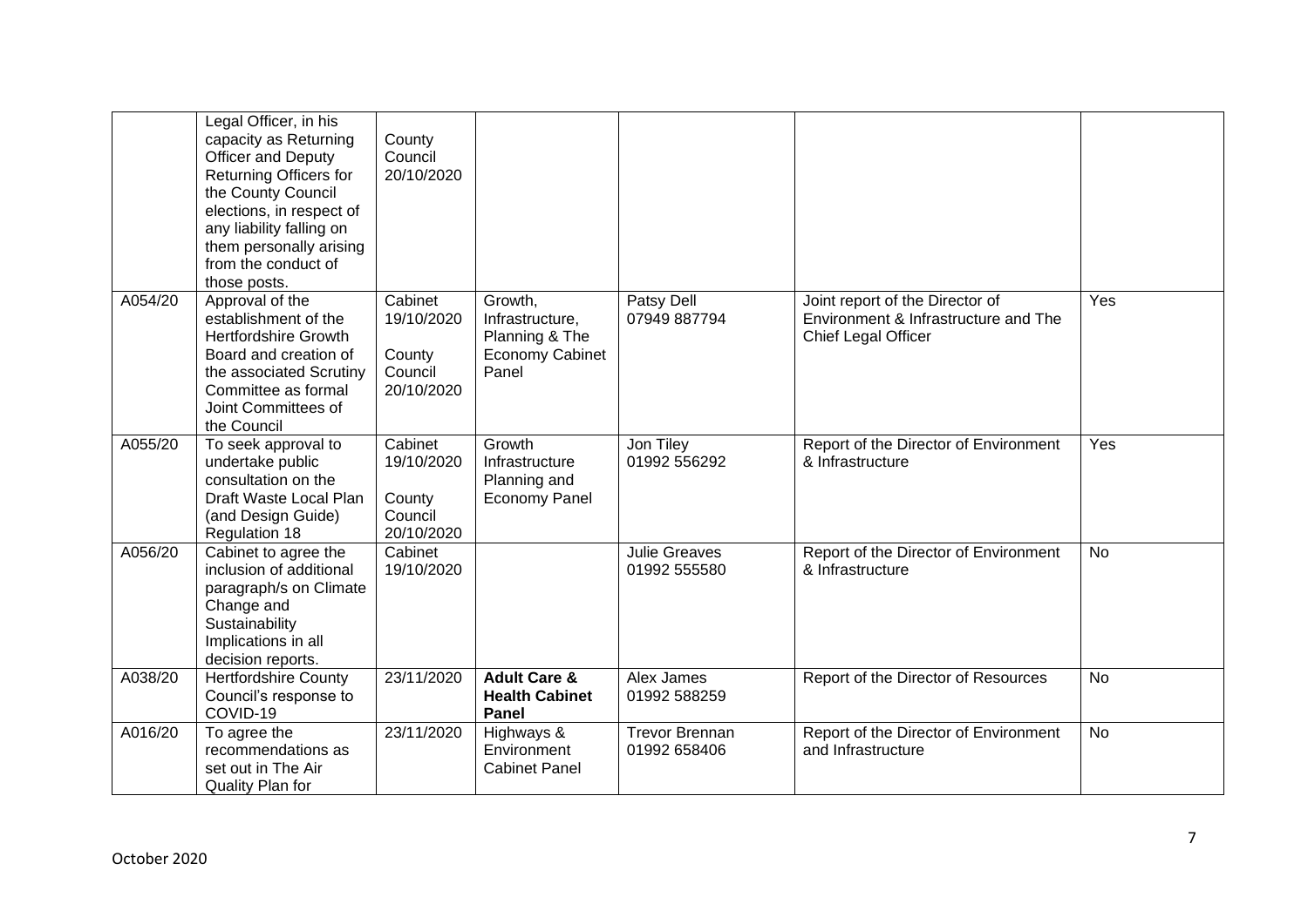| | | | | | | |
|---|---|---|---|---|---|---|
| | Legal Officer, in his capacity as Returning Officer and Deputy Returning Officers for the County Council elections, in respect of any liability falling on them personally arising from the conduct of those posts. | County Council 20/10/2020 | | | | |
| A054/20 | Approval of the establishment of the Hertfordshire Growth Board and creation of the associated Scrutiny Committee as formal Joint Committees of the Council | Cabinet 19/10/2020<br><br>County Council 20/10/2020 | Growth, Infrastructure, Planning & The Economy Cabinet Panel | Patsy Dell 07949 887794 | Joint report of the Director of Environment & Infrastructure and The Chief Legal Officer | Yes |
| A055/20 | To seek approval to undertake public consultation on the Draft Waste Local Plan (and Design Guide) Regulation 18 | Cabinet 19/10/2020<br><br>County Council 20/10/2020 | Growth Infrastructure Planning and Economy Panel | Jon Tiley 01992 556292 | Report of the Director of Environment & Infrastructure | Yes |
| A056/20 | Cabinet to agree the inclusion of additional paragraph/s on Climate Change and Sustainability Implications in all decision reports. | Cabinet 19/10/2020 | | Julie Greaves 01992 555580 | Report of the Director of Environment & Infrastructure | No |
| A038/20 | Hertfordshire County Council's response to COVID-19 | 23/11/2020 | **Adult Care & Health Cabinet Panel** | Alex James 01992 588259 | Report of the Director of Resources | No |
| A016/20 | To agree the recommendations as set out in The Air Quality Plan for | 23/11/2020 | Highways & Environment Cabinet Panel | Trevor Brennan 01992 658406 | Report of the Director of Environment and Infrastructure | No |

October 2020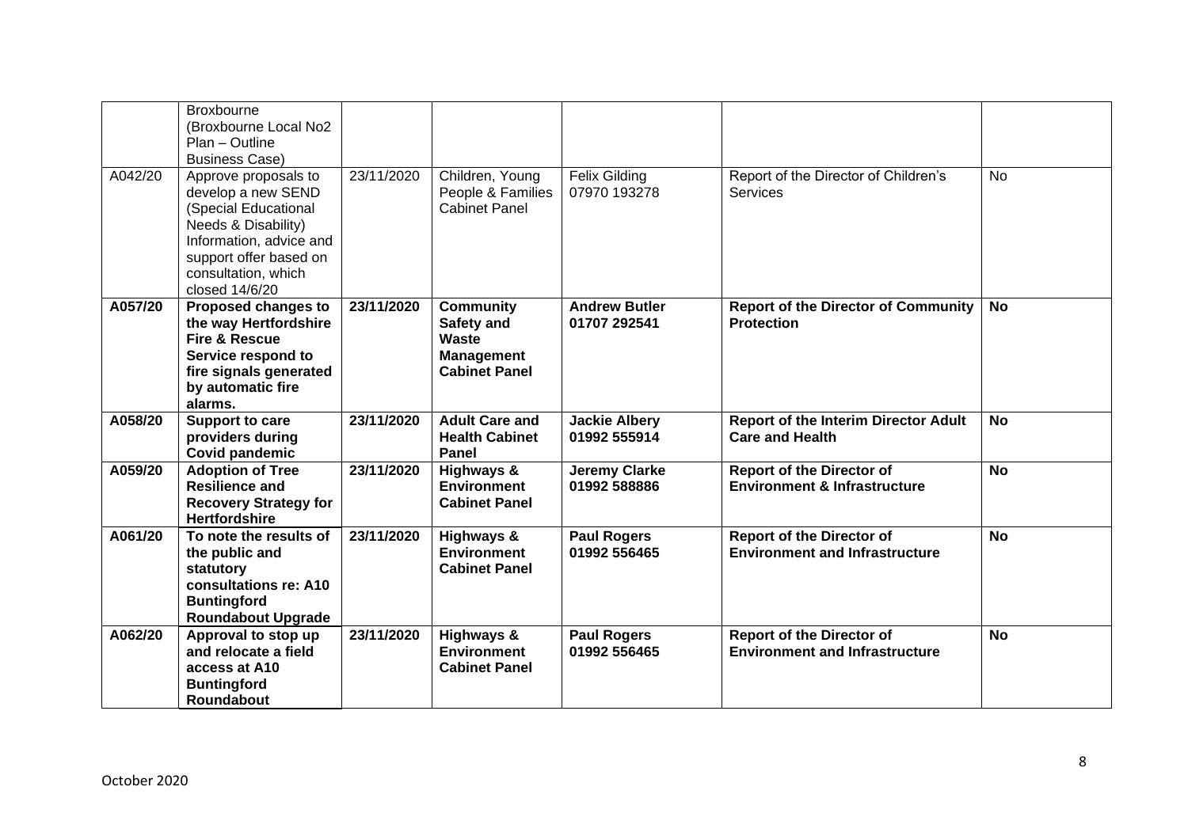| | | | | | | |
|---|---|---|---|---|---|---|
| | Broxbourne (Broxbourne Local No2 Plan – Outline Business Case) | | | | | |
| A042/20 | Approve proposals to develop a new SEND (Special Educational Needs & Disability) Information, advice and support offer based on consultation, which closed 14/6/20 | 23/11/2020 | Children, Young People & Families Cabinet Panel | Felix Gilding 07970 193278 | Report of the Director of Children's Services | No |
| **A057/20** | **Proposed changes to the way Hertfordshire Fire & Rescue Service respond to fire signals generated by automatic fire alarms.** | **23/11/2020** | **Community Safety and Waste Management Cabinet Panel** | **Andrew Butler 01707 292541** | **Report of the Director of Community Protection** | **No** |
| **A058/20** | **Support to care providers during Covid pandemic** | **23/11/2020** | **Adult Care and Health Cabinet Panel** | **Jackie Albery 01992 555914** | **Report of the Interim Director Adult Care and Health** | **No** |
| **A059/20** | **Adoption of Tree Resilience and Recovery Strategy for Hertfordshire** | **23/11/2020** | **Highways & Environment Cabinet Panel** | **Jeremy Clarke 01992 588886** | **Report of the Director of Environment & Infrastructure** | **No** |
| **A061/20** | **To note the results of the public and statutory consultations re: A10 Buntingford Roundabout Upgrade** | **23/11/2020** | **Highways & Environment Cabinet Panel** | **Paul Rogers 01992 556465** | **Report of the Director of Environment and Infrastructure** | **No** |
| **A062/20** | **Approval to stop up and relocate a field access at A10 Buntingford Roundabout** | **23/11/2020** | **Highways & Environment Cabinet Panel** | **Paul Rogers 01992 556465** | **Report of the Director of Environment and Infrastructure** | **No** |

October 2020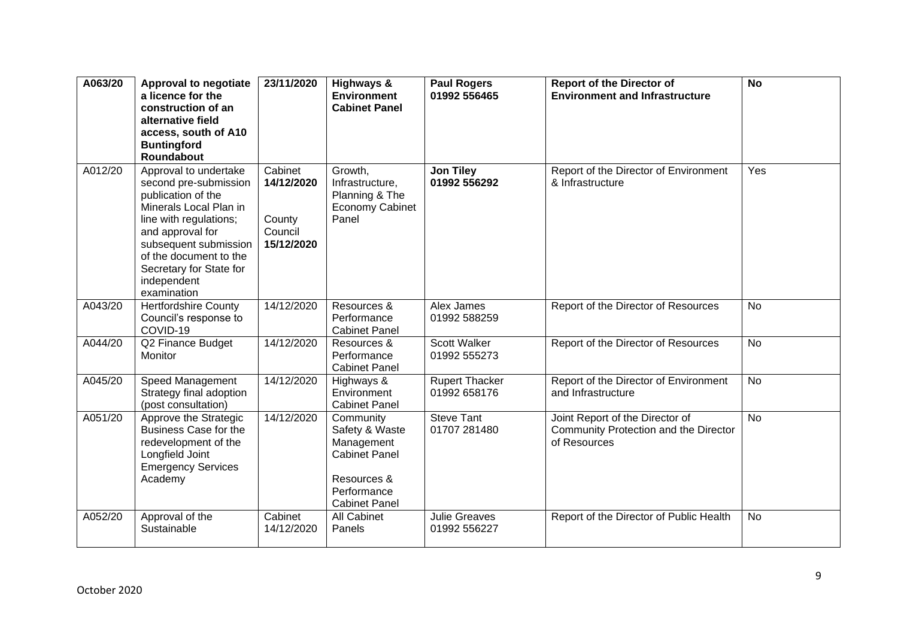| A063/20 | **Approval to negotiate a licence for the construction of an alternative field access, south of A10 Buntingford Roundabout** | **23/11/2020** | **Highways & Environment Cabinet Panel** | **Paul Rogers 01992 556465** | **Report of the Director of Environment and Infrastructure** | **No** |
|---|---|---|---|---|---|---|
| A012/20 | Approval to undertake second pre-submission publication of the Minerals Local Plan in line with regulations; and approval for subsequent submission of the document to the Secretary for State for independent examination | Cabinet **14/12/2020** County Council **15/12/2020** | Growth, Infrastructure, Planning & The Economy Cabinet Panel | **Jon Tiley 01992 556292** | Report of the Director of Environment & Infrastructure | Yes |
| A043/20 | Hertfordshire County Council's response to COVID-19 | 14/12/2020 | Resources & Performance Cabinet Panel | Alex James 01992 588259 | Report of the Director of Resources | No |
| A044/20 | Q2 Finance Budget Monitor | 14/12/2020 | Resources & Performance Cabinet Panel | Scott Walker 01992 555273 | Report of the Director of Resources | No |
| A045/20 | Speed Management Strategy final adoption (post consultation) | 14/12/2020 | Highways & Environment Cabinet Panel | Rupert Thacker 01992 658176 | Report of the Director of Environment and Infrastructure | No |
| A051/20 | Approve the Strategic Business Case for the redevelopment of the Longfield Joint Emergency Services Academy | 14/12/2020 | Community Safety & Waste Management Cabinet Panel<br><br>Resources & Performance Cabinet Panel | Steve Tant 01707 281480 | Joint Report of the Director of Community Protection and the Director of Resources | No |
| A052/20 | Approval of the Sustainable | Cabinet 14/12/2020 | All Cabinet Panels | Julie Greaves 01992 556227 | Report of the Director of Public Health | No |

October 2020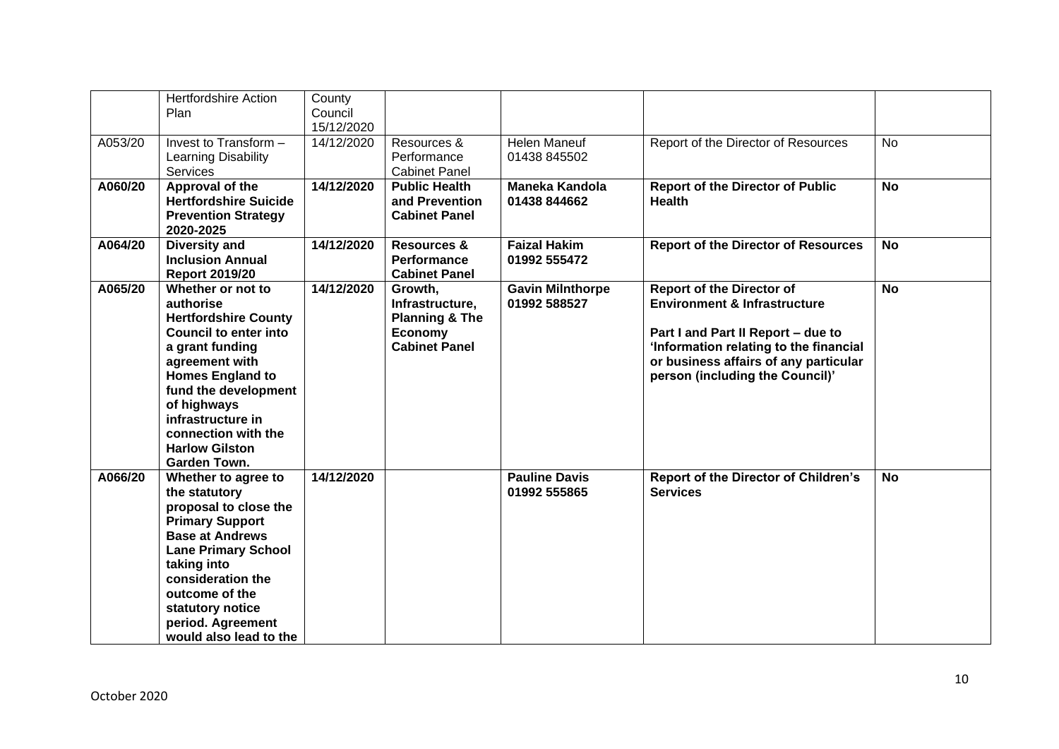| | Hertfordshire Action Plan | County Council 15/12/2020 | | | | |
|---|---|---|---|---|---|---|
| A053/20 | Invest to Transform – Learning Disability Services | 14/12/2020 | Resources & Performance Cabinet Panel | Helen Maneuf 01438 845502 | Report of the Director of Resources | No |
| **A060/20** | **Approval of the Hertfordshire Suicide Prevention Strategy 2020-2025** | **14/12/2020** | **Public Health and Prevention Cabinet Panel** | **Maneka Kandola 01438 844662** | **Report of the Director of Public Health** | **No** |
| **A064/20** | **Diversity and Inclusion Annual Report 2019/20** | **14/12/2020** | **Resources & Performance Cabinet Panel** | **Faizal Hakim 01992 555472** | **Report of the Director of Resources** | **No** |
| **A065/20** | **Whether or not to authorise Hertfordshire County Council to enter into a grant funding agreement with Homes England to fund the development of highways infrastructure in connection with the Harlow Gilston Garden Town.** | **14/12/2020** | Growth, Infrastructure, **Planning & The Economy Cabinet Panel** | **Gavin Milnthorpe 01992 588527** | **Report of the Director of Environment & Infrastructure**<br><br>**Part I and Part II Report – due to 'Information relating to the financial or business affairs of any particular person (including the Council)'** | **No** |
| **A066/20** | **Whether to agree to the statutory proposal to close the Primary Support Base at Andrews Lane Primary School taking into consideration the outcome of the statutory notice period. Agreement would also lead to the** | **14/12/2020** | | **Pauline Davis 01992 555865** | **Report of the Director of Children's Services** | **No** |

October 2020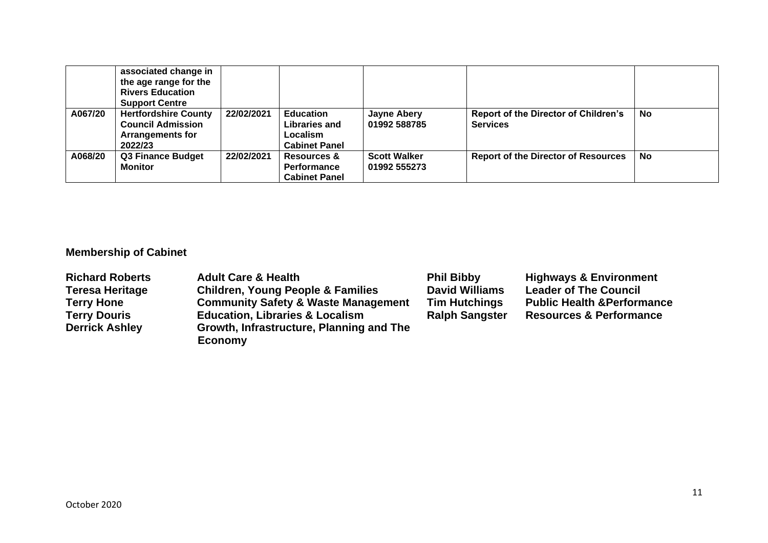| | associated change in the age range for the Rivers Education Support Centre | | | | | |
|---|---|---|---|---|---|---|
| A067/20 | Hertfordshire County Council Admission Arrangements for 2022/23 | 22/02/2021 | Education Libraries and Localism Cabinet Panel | Jayne Abery 01992 588785 | Report of the Director of Children's Services | No |
| A068/20 | Q3 Finance Budget Monitor | 22/02/2021 | Resources & Performance Cabinet Panel | Scott Walker 01992 555273 | Report of the Director of Resources | No |

**Membership of Cabinet**

| | | | |
|---|---|---|---|
| **Richard Roberts** | **Adult Care & Health** | **Phil Bibby** | **Highways & Environment** |
| **Teresa Heritage** | **Children, Young People & Families** | **David Williams** | **Leader of The Council** |
| **Terry Hone** | **Community Safety & Waste Management** | **Tim Hutchings** | **Public Health &Performance** |
| **Terry Douris** | **Education, Libraries & Localism** | **Ralph Sangster** | **Resources & Performance** |
| **Derrick Ashley** | **Growth, Infrastructure, Planning and The Economy** | | |

October 2020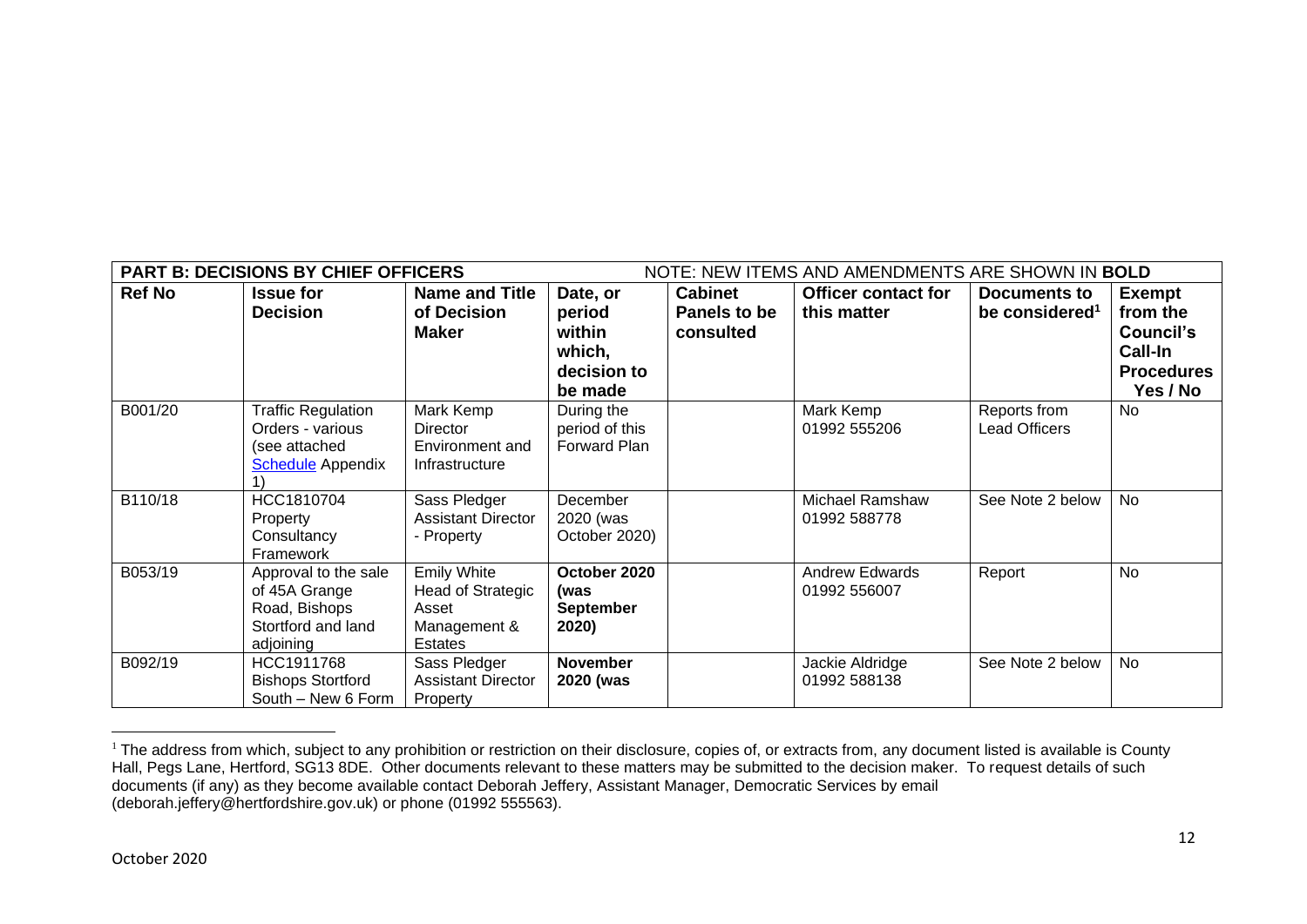| **PART B: DECISIONS BY CHIEF OFFICERS** | | | NOTE: NEW ITEMS AND AMENDMENTS ARE SHOWN IN **BOLD** | | | | |
|---|---|---|---|---|---|---|---|
| **Ref No** | **Issue for Decision** | **Name and Title of Decision Maker** | **Date, or period within which, decision to be made** | **Cabinet Panels to be consulted** | **Officer contact for this matter** | **Documents to be considered[1]** | **Exempt from the Council's Call-In Procedures Yes / No** |
| B001/20 | Traffic Regulation Orders - various (see attached Schedule Appendix 1) | Mark Kemp Director Environment and Infrastructure | During the period of this Forward Plan | | Mark Kemp 01992 555206 | Reports from Lead Officers | No |
| B110/18 | HCC1810704 Property Consultancy Framework | Sass Pledger Assistant Director - Property | December 2020 (was October 2020) | | Michael Ramshaw 01992 588778 | See Note 2 below | No |
| B053/19 | Approval to the sale of 45A Grange Road, Bishops Stortford and land adjoining | Emily White Head of Strategic Asset Management & Estates | **October 2020 (was September 2020)** | | Andrew Edwards 01992 556007 | Report | No |
| B092/19 | HCC1911768 Bishops Stortford South – New 6 Form | Sass Pledger Assistant Director Property | **November 2020 (was** | | Jackie Aldridge 01992 588138 | See Note 2 below | No |

[1] The address from which, subject to any prohibition or restriction on their disclosure, copies of, or extracts from, any document listed is available is County Hall, Pegs Lane, Hertford, SG13 8DE. Other documents relevant to these matters may be submitted to the decision maker. To request details of such documents (if any) as they become available contact Deborah Jeffery, Assistant Manager, Democratic Services by email (deborah.jeffery@hertfordshire.gov.uk) or phone (01992 555563).

October 2020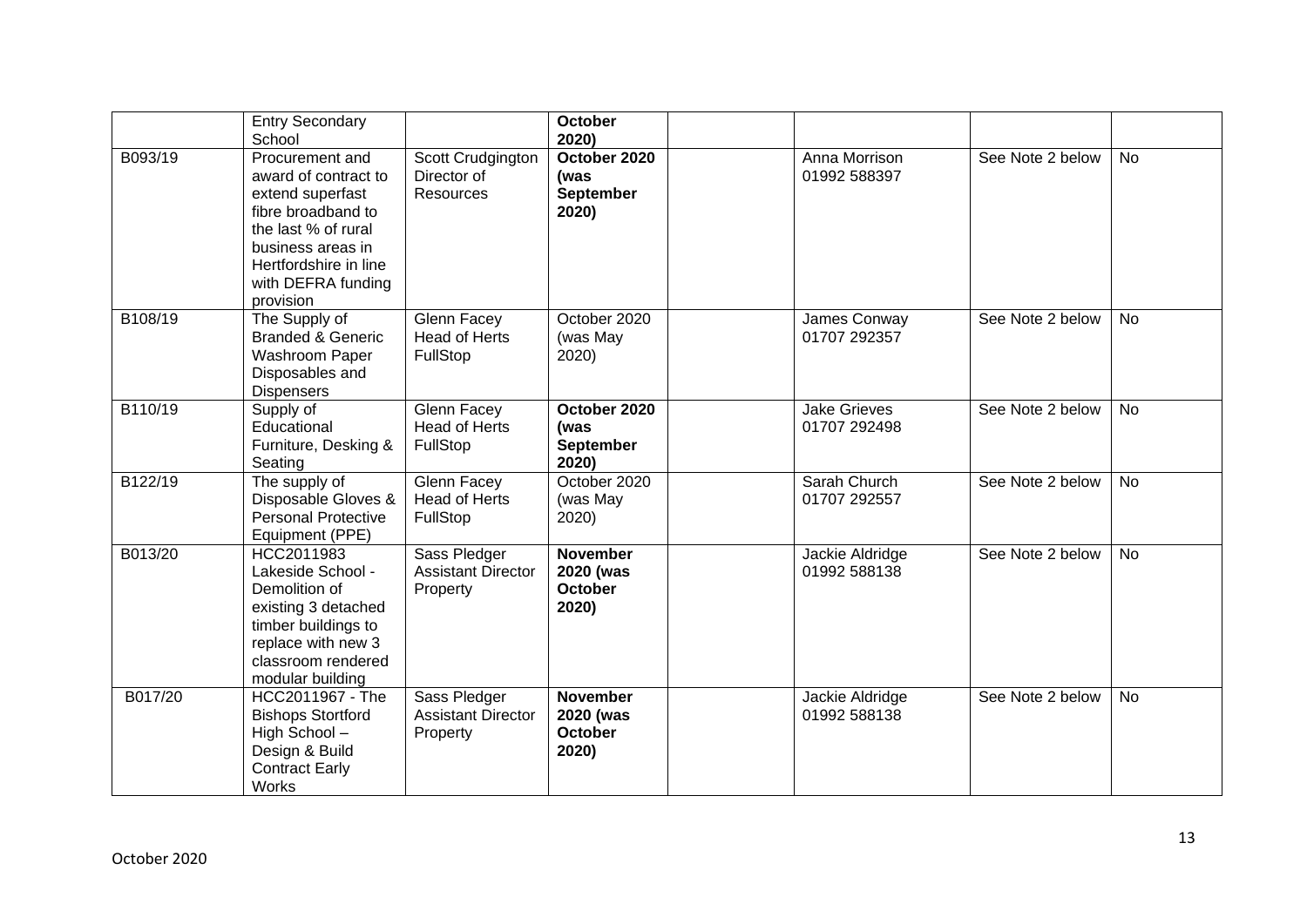| | | | | | | | |
|---|---|---|---|---|---|---|---|
| | Entry Secondary School | | **October 2020)** | | | | |
| B093/19 | Procurement and award of contract to extend superfast fibre broadband to the last % of rural business areas in Hertfordshire in line with DEFRA funding provision | Scott Crudgington Director of Resources | **October 2020 (was September 2020)** | | Anna Morrison 01992 588397 | See Note 2 below | No |
| B108/19 | The Supply of Branded & Generic Washroom Paper Disposables and Dispensers | Glenn Facey Head of Herts FullStop | October 2020 (was May 2020) | | James Conway 01707 292357 | See Note 2 below | No |
| B110/19 | Supply of Educational Furniture, Desking & Seating | Glenn Facey Head of Herts FullStop | **October 2020 (was September 2020)** | | Jake Grieves 01707 292498 | See Note 2 below | No |
| B122/19 | The supply of Disposable Gloves & Personal Protective Equipment (PPE) | Glenn Facey Head of Herts FullStop | October 2020 (was May 2020) | | Sarah Church 01707 292557 | See Note 2 below | No |
| B013/20 | HCC2011983 Lakeside School - Demolition of existing 3 detached timber buildings to replace with new 3 classroom rendered modular building | Sass Pledger Assistant Director Property | **November 2020 (was October 2020)** | | Jackie Aldridge 01992 588138 | See Note 2 below | No |
| B017/20 | HCC2011967 - The Bishops Stortford High School – Design & Build Contract Early Works | Sass Pledger Assistant Director Property | **November 2020 (was October 2020)** | | Jackie Aldridge 01992 588138 | See Note 2 below | No |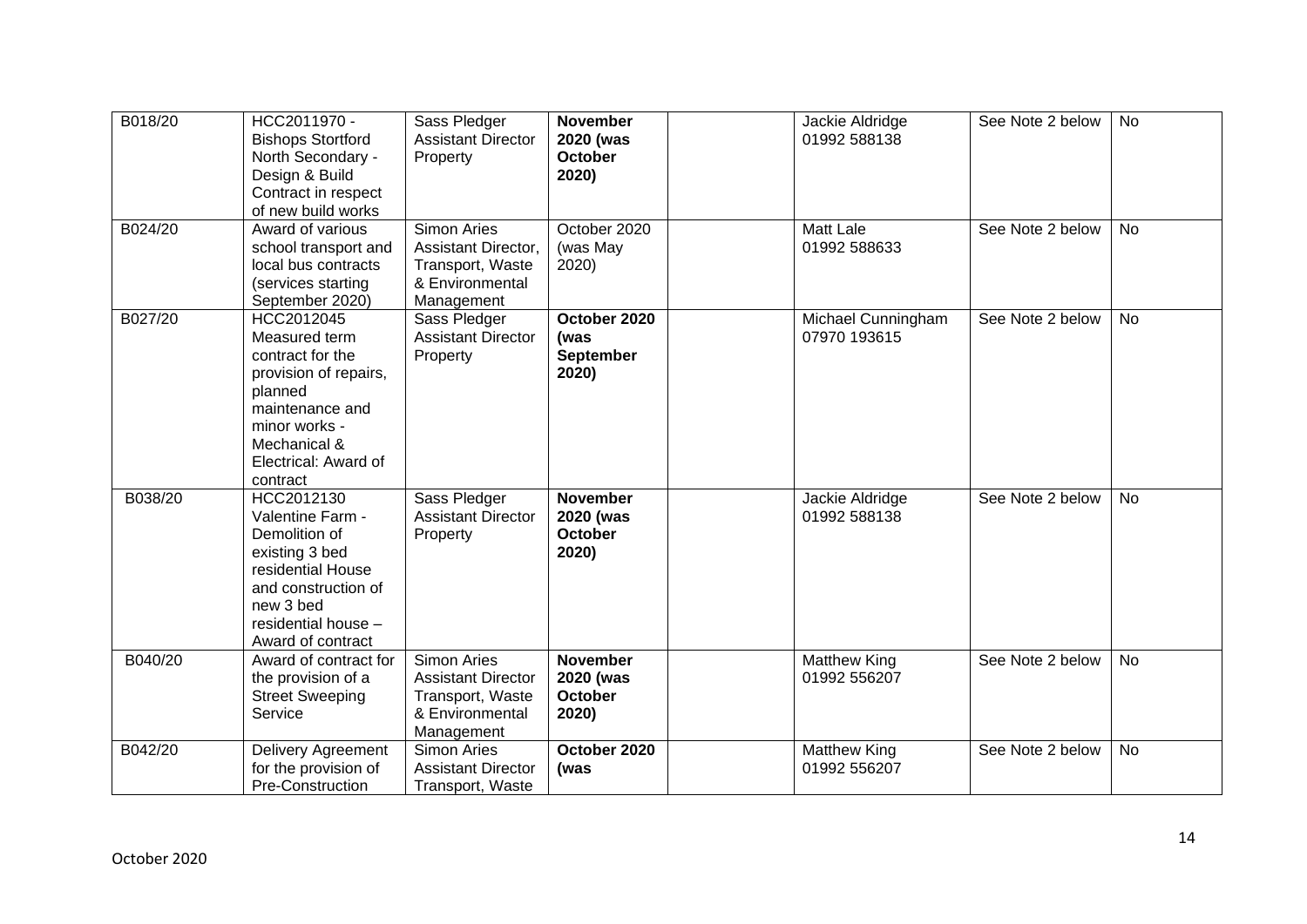| | | | | | | | |
|---|---|---|---|---|---|---|---|
| B018/20 | HCC2011970 - Bishops Stortford North Secondary - Design & Build Contract in respect of new build works | Sass Pledger Assistant Director Property | **November 2020 (was October 2020)** | | Jackie Aldridge 01992 588138 | See Note 2 below | No |
| B024/20 | Award of various school transport and local bus contracts (services starting September 2020) | Simon Aries Assistant Director, Transport, Waste & Environmental Management | October 2020 (was May 2020) | | Matt Lale 01992 588633 | See Note 2 below | No |
| B027/20 | HCC2012045 Measured term contract for the provision of repairs, planned maintenance and minor works - Mechanical & Electrical: Award of contract | Sass Pledger Assistant Director Property | **October 2020 (was September 2020)** | | Michael Cunningham 07970 193615 | See Note 2 below | No |
| B038/20 | HCC2012130 Valentine Farm - Demolition of existing 3 bed residential House and construction of new 3 bed residential house – Award of contract | Sass Pledger Assistant Director Property | **November 2020 (was October 2020)** | | Jackie Aldridge 01992 588138 | See Note 2 below | No |
| B040/20 | Award of contract for the provision of a Street Sweeping Service | Simon Aries Assistant Director Transport, Waste & Environmental Management | **November 2020 (was October 2020)** | | Matthew King 01992 556207 | See Note 2 below | No |
| B042/20 | Delivery Agreement for the provision of Pre-Construction | Simon Aries Assistant Director Transport, Waste | **October 2020 (was** | | Matthew King 01992 556207 | See Note 2 below | No |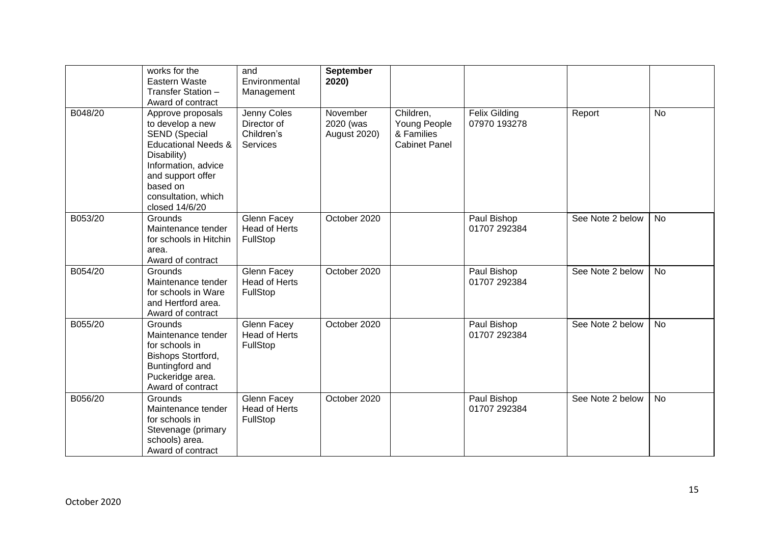| | | | | | | | |
|---|---|---|---|---|---|---|---|
| | works for the Eastern Waste Transfer Station – Award of contract | and Environmental Management | **September 2020)** | | | | |
| B048/20 | Approve proposals to develop a new SEND (Special Educational Needs & Disability) Information, advice and support offer based on consultation, which closed 14/6/20 | Jenny Coles Director of Children's Services | November 2020 (was August 2020) | Children, Young People & Families Cabinet Panel | Felix Gilding 07970 193278 | Report | No |
| B053/20 | Grounds Maintenance tender for schools in Hitchin area. Award of contract | Glenn Facey Head of Herts FullStop | October 2020 | | Paul Bishop 01707 292384 | See Note 2 below | No |
| B054/20 | Grounds Maintenance tender for schools in Ware and Hertford area. Award of contract | Glenn Facey Head of Herts FullStop | October 2020 | | Paul Bishop 01707 292384 | See Note 2 below | No |
| B055/20 | Grounds Maintenance tender for schools in Bishops Stortford, Buntingford and Puckeridge area. Award of contract | Glenn Facey Head of Herts FullStop | October 2020 | | Paul Bishop 01707 292384 | See Note 2 below | No |
| B056/20 | Grounds Maintenance tender for schools in Stevenage (primary schools) area. Award of contract | Glenn Facey Head of Herts FullStop | October 2020 | | Paul Bishop 01707 292384 | See Note 2 below | No |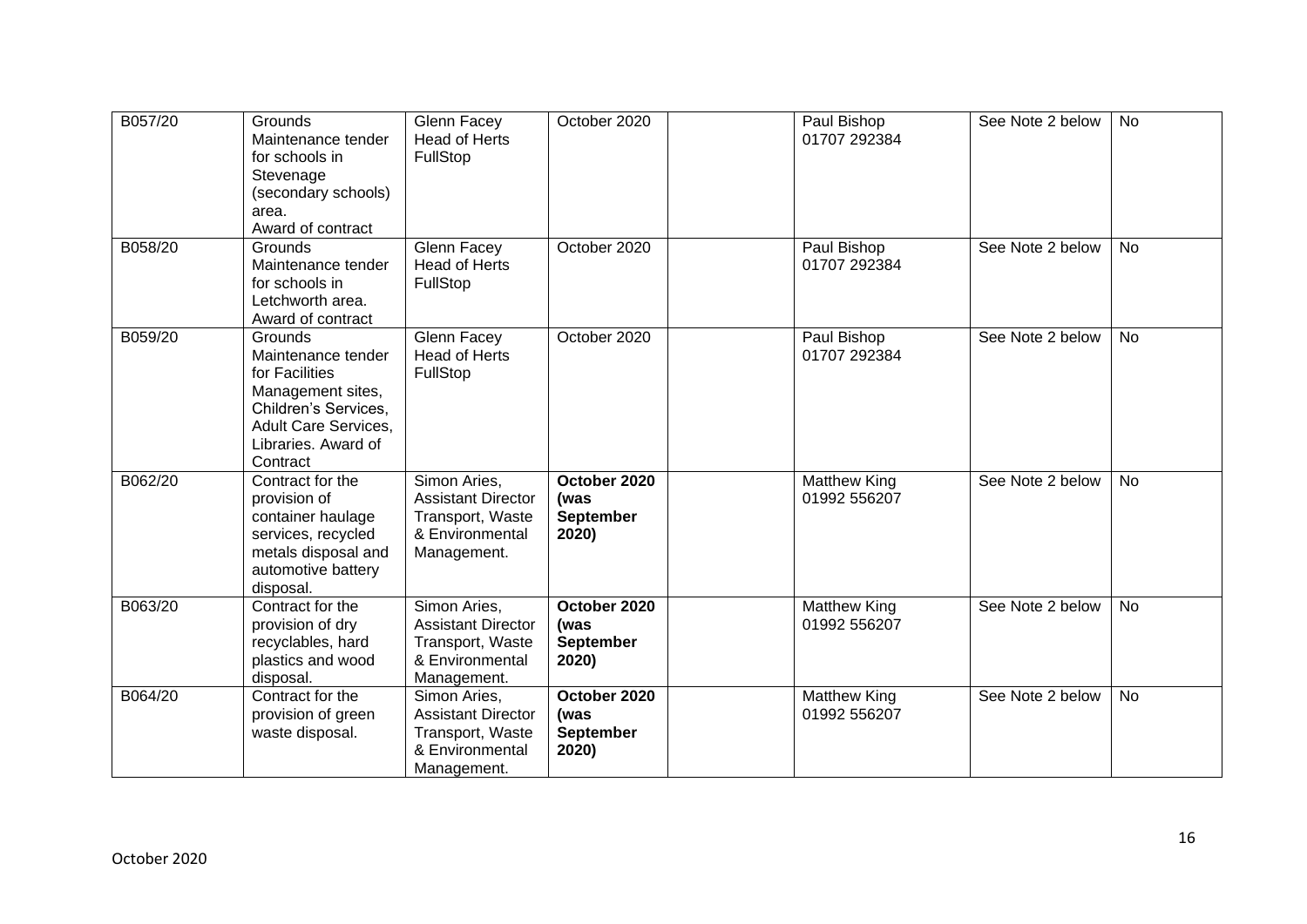| | | | | | | | |
|---|---|---|---|---|---|---|---|
| B057/20 | Grounds Maintenance tender for schools in Stevenage (secondary schools) area. Award of contract | Glenn Facey Head of Herts FullStop | October 2020 | | Paul Bishop 01707 292384 | See Note 2 below | No |
| B058/20 | Grounds Maintenance tender for schools in Letchworth area. Award of contract | Glenn Facey Head of Herts FullStop | October 2020 | | Paul Bishop 01707 292384 | See Note 2 below | No |
| B059/20 | Grounds Maintenance tender for Facilities Management sites, Children's Services, Adult Care Services, Libraries. Award of Contract | Glenn Facey Head of Herts FullStop | October 2020 | | Paul Bishop 01707 292384 | See Note 2 below | No |
| B062/20 | Contract for the provision of container haulage services, recycled metals disposal and automotive battery disposal. | Simon Aries, Assistant Director Transport, Waste & Environmental Management. | **October 2020 (was September 2020)** | | Matthew King 01992 556207 | See Note 2 below | No |
| B063/20 | Contract for the provision of dry recyclables, hard plastics and wood disposal. | Simon Aries, Assistant Director Transport, Waste & Environmental Management. | **October 2020 (was September 2020)** | | Matthew King 01992 556207 | See Note 2 below | No |
| B064/20 | Contract for the provision of green waste disposal. | Simon Aries, Assistant Director Transport, Waste & Environmental Management. | **October 2020 (was September 2020)** | | Matthew King 01992 556207 | See Note 2 below | No |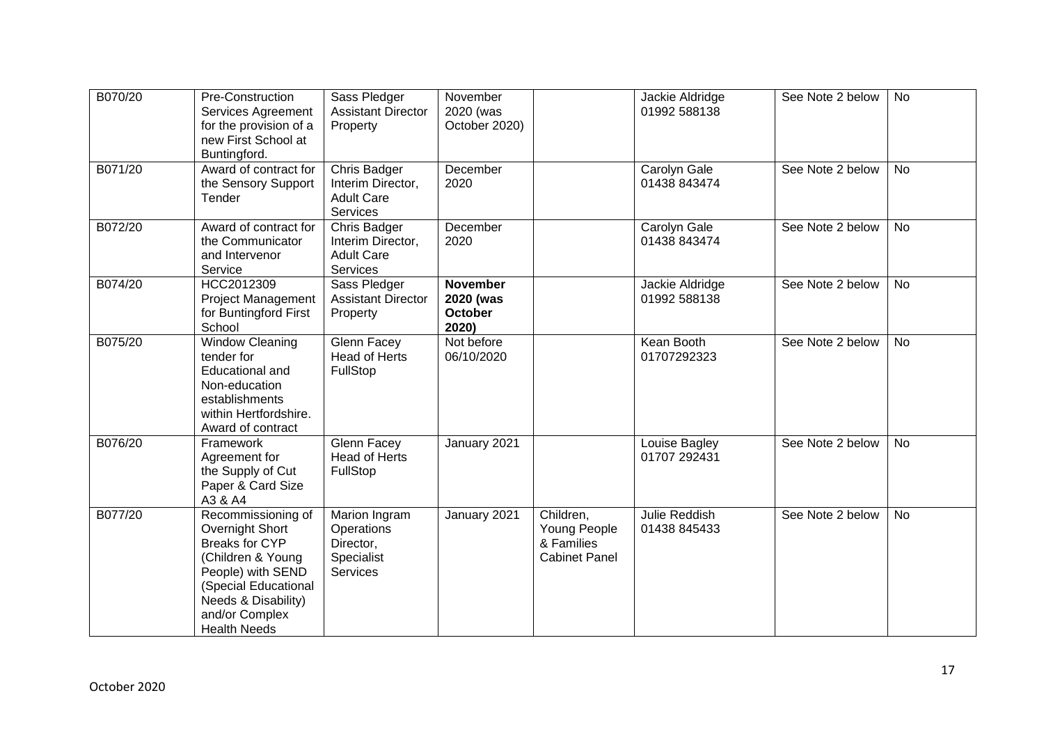| B070/20 | Pre-Construction Services Agreement for the provision of a new First School at Buntingford. | Sass Pledger Assistant Director Property | November 2020 (was October 2020) | | Jackie Aldridge 01992 588138 | See Note 2 below | No |
|---|---|---|---|---|---|---|---|
| B071/20 | Award of contract for the Sensory Support Tender | Chris Badger Interim Director, Adult Care Services | December 2020 | | Carolyn Gale 01438 843474 | See Note 2 below | No |
| B072/20 | Award of contract for the Communicator and Intervenor Service | Chris Badger Interim Director, Adult Care Services | December 2020 | | Carolyn Gale 01438 843474 | See Note 2 below | No |
| B074/20 | HCC2012309 Project Management for Buntingford First School | Sass Pledger Assistant Director Property | **November 2020 (was October 2020)** | | Jackie Aldridge 01992 588138 | See Note 2 below | No |
| B075/20 | Window Cleaning tender for Educational and Non-education establishments within Hertfordshire. Award of contract | Glenn Facey Head of Herts FullStop | Not before 06/10/2020 | | Kean Booth 01707292323 | See Note 2 below | No |
| B076/20 | Framework Agreement for the Supply of Cut Paper & Card Size A3 & A4 | Glenn Facey Head of Herts FullStop | January 2021 | | Louise Bagley 01707 292431 | See Note 2 below | No |
| B077/20 | Recommissioning of Overnight Short Breaks for CYP (Children & Young People) with SEND (Special Educational Needs & Disability) and/or Complex Health Needs | Marion Ingram Operations Director, Specialist Services | January 2021 | Children, Young People & Families Cabinet Panel | Julie Reddish 01438 845433 | See Note 2 below | No |

October 2020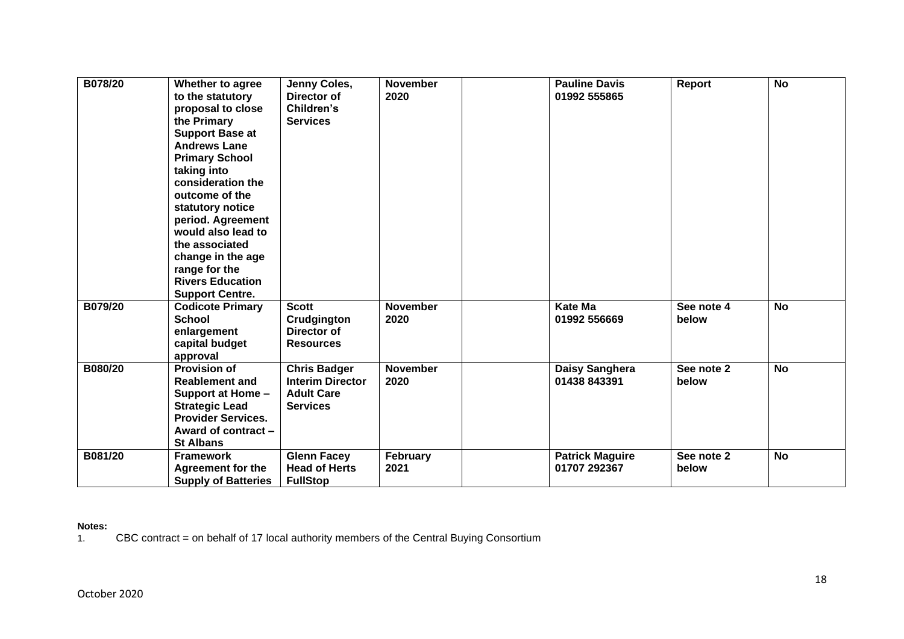| | | | | | | | |
|---|---|---|---|---|---|---|---|
| **B078/20** | **Whether to agree to the statutory proposal to close the Primary Support Base at Andrews Lane Primary School taking into consideration the outcome of the statutory notice period. Agreement would also lead to the associated change in the age range for the Rivers Education Support Centre.** | **Jenny Coles, Director of Children's Services** | **November 2020** | | **Pauline Davis 01992 555865** | **Report** | **No** |
| **B079/20** | **Codicote Primary School enlargement capital budget approval** | **Scott Crudgington Director of Resources** | **November 2020** | | **Kate Ma 01992 556669** | **See note 4 below** | **No** |
| **B080/20** | **Provision of Reablement and Support at Home – Strategic Lead Provider Services. Award of contract – St Albans** | **Chris Badger Interim Director Adult Care Services** | **November 2020** | | **Daisy Sanghera 01438 843391** | **See note 2 below** | **No** |
| **B081/20** | **Framework Agreement for the Supply of Batteries** | **Glenn Facey Head of Herts FullStop** | **February 2021** | | **Patrick Maguire 01707 292367** | **See note 2 below** | **No** |

**Notes:**

1. CBC contract = on behalf of 17 local authority members of the Central Buying Consortium

October 2020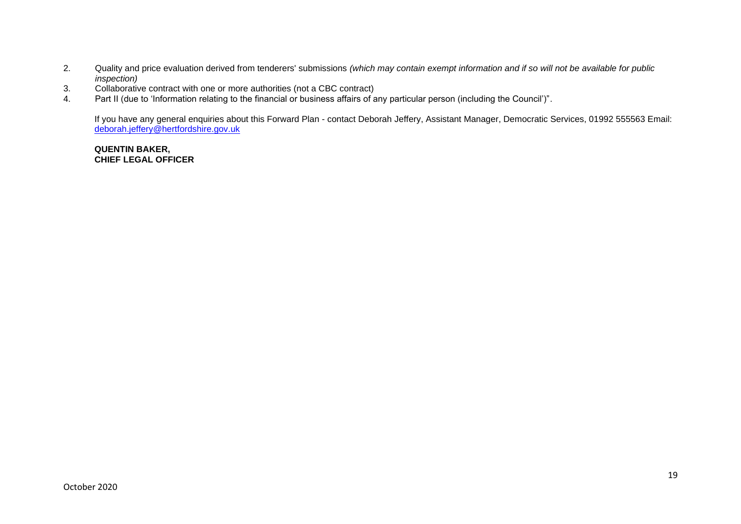2. Quality and price evaluation derived from tenderers' submissions *(which may contain exempt information and if so will not be available for public inspection)*
3. Collaborative contract with one or more authorities (not a CBC contract)
4. Part II (due to 'Information relating to the financial or business affairs of any particular person (including the Council')".

If you have any general enquiries about this Forward Plan - contact Deborah Jeffery, Assistant Manager, Democratic Services, 01992 555563 Email: deborah.jeffery@hertfordshire.gov.uk

**QUENTIN BAKER,**
**CHIEF LEGAL OFFICER**

October 2020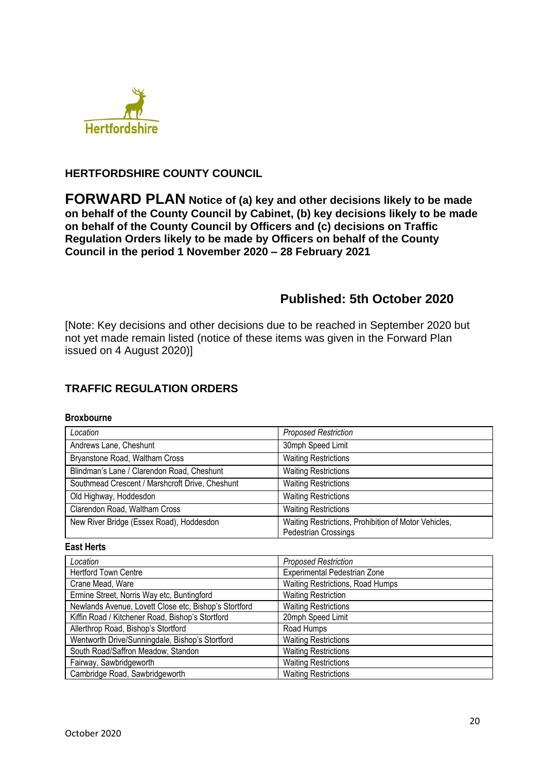Hertfordshire

## HERTFORDSHIRE COUNTY COUNCIL

# FORWARD PLAN **Notice of (a) key and other decisions likely to be made on behalf of the County Council by Cabinet, (b) key decisions likely to be made on behalf of the County Council by Officers and (c) decisions on Traffic Regulation Orders likely to be made by Officers on behalf of the County Council in the period 1 November 2020 – 28 February 2021**

## Published: 5th October 2020

[Note: Key decisions and other decisions due to be reached in September 2020 but not yet made remain listed (notice of these items was given in the Forward Plan issued on 4 August 2020)]

## TRAFFIC REGULATION ORDERS

### Broxbourne

| *Location* | *Proposed Restriction* |
|---|---|
| Andrews Lane, Cheshunt | 30mph Speed Limit |
| Bryanstone Road, Waltham Cross | Waiting Restrictions |
| Blindman's Lane / Clarendon Road, Cheshunt | Waiting Restrictions |
| Southmead Crescent / Marshcroft Drive, Cheshunt | Waiting Restrictions |
| Old Highway, Hoddesdon | Waiting Restrictions |
| Clarendon Road, Waltham Cross | Waiting Restrictions |
| New River Bridge (Essex Road), Hoddesdon | Waiting Restrictions, Prohibition of Motor Vehicles, Pedestrian Crossings |

### East Herts

| *Location* | *Proposed Restriction* |
|---|---|
| Hertford Town Centre | Experimental Pedestrian Zone |
| Crane Mead, Ware | Waiting Restrictions, Road Humps |
| Ermine Street, Norris Way etc, Buntingford | Waiting Restriction |
| Newlands Avenue, Lovett Close etc, Bishop's Stortford | Waiting Restrictions |
| Kiffin Road / Kitchener Road, Bishop's Stortford | 20mph Speed Limit |
| Allerthrop Road, Bishop's Stortford | Road Humps |
| Wentworth Drive/Sunningdale, Bishop's Stortford | Waiting Restrictions |
| South Road/Saffron Meadow, Standon | Waiting Restrictions |
| Fairway, Sawbridgeworth | Waiting Restrictions |
| Cambridge Road, Sawbridgeworth | Waiting Restrictions |

October 2020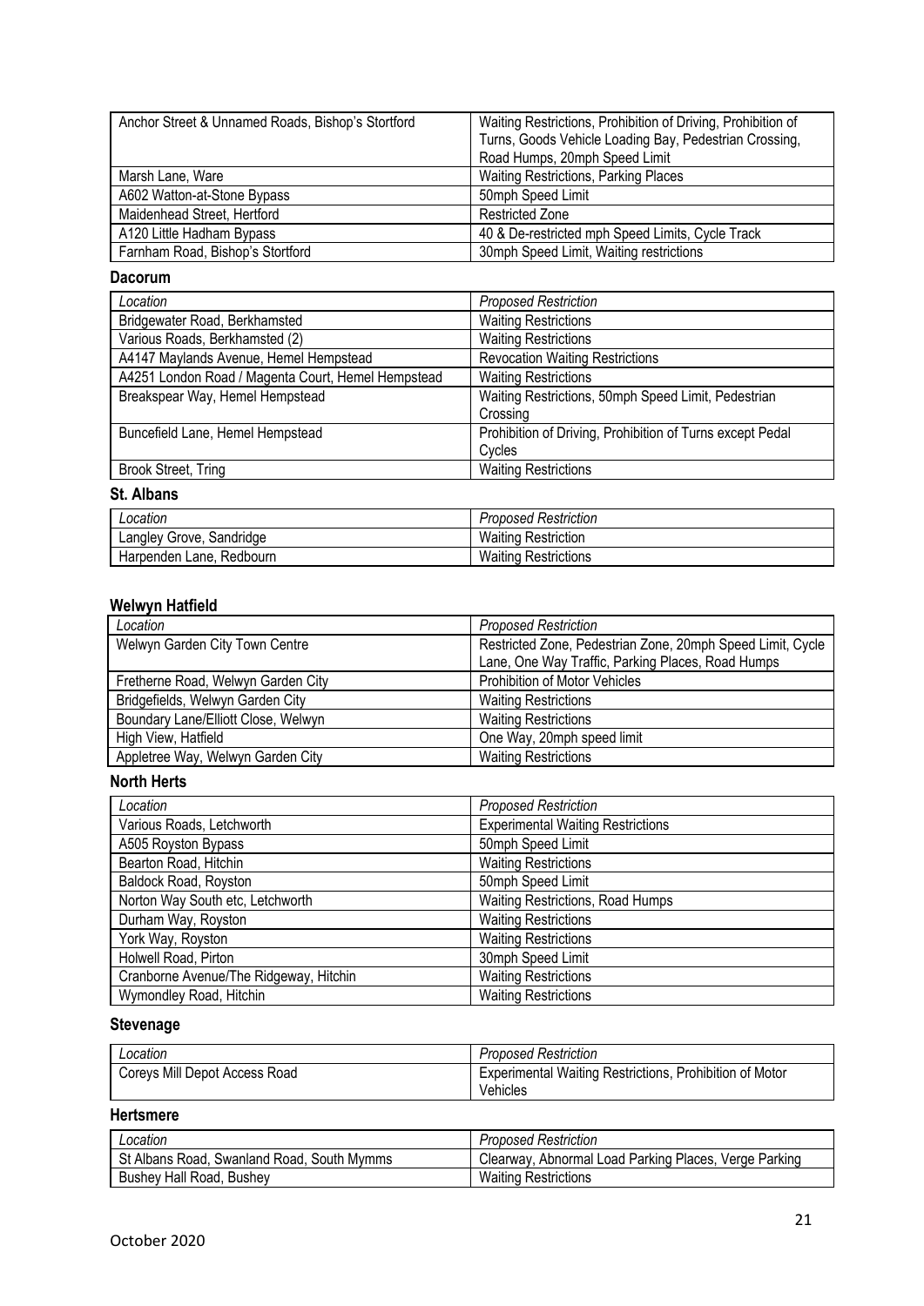| Anchor Street & Unnamed Roads, Bishop's Stortford | Waiting Restrictions, Prohibition of Driving, Prohibition of Turns, Goods Vehicle Loading Bay, Pedestrian Crossing, Road Humps, 20mph Speed Limit |
|---|---|
| Marsh Lane, Ware | Waiting Restrictions, Parking Places |
| A602 Watton-at-Stone Bypass | 50mph Speed Limit |
| Maidenhead Street, Hertford | Restricted Zone |
| A120 Little Hadham Bypass | 40 & De-restricted mph Speed Limits, Cycle Track |
| Farnham Road, Bishop's Stortford | 30mph Speed Limit, Waiting restrictions |

**Dacorum**

| *Location* | *Proposed Restriction* |
|---|---|
| Bridgewater Road, Berkhamsted | Waiting Restrictions |
| Various Roads, Berkhamsted (2) | Waiting Restrictions |
| A4147 Maylands Avenue, Hemel Hempstead | Revocation Waiting Restrictions |
| A4251 London Road / Magenta Court, Hemel Hempstead | Waiting Restrictions |
| Breakspear Way, Hemel Hempstead | Waiting Restrictions, 50mph Speed Limit, Pedestrian Crossing |
| Buncefield Lane, Hemel Hempstead | Prohibition of Driving, Prohibition of Turns except Pedal Cycles |
| Brook Street, Tring | Waiting Restrictions |

**St. Albans**

| *Location* | *Proposed Restriction* |
|---|---|
| Langley Grove, Sandridge | Waiting Restriction |
| Harpenden Lane, Redbourn | Waiting Restrictions |

**Welwyn Hatfield**

| *Location* | *Proposed Restriction* |
|---|---|
| Welwyn Garden City Town Centre | Restricted Zone, Pedestrian Zone, 20mph Speed Limit, Cycle Lane, One Way Traffic, Parking Places, Road Humps |
| Fretherne Road, Welwyn Garden City | Prohibition of Motor Vehicles |
| Bridgefields, Welwyn Garden City | Waiting Restrictions |
| Boundary Lane/Elliott Close, Welwyn | Waiting Restrictions |
| High View, Hatfield | One Way, 20mph speed limit |
| Appletree Way, Welwyn Garden City | Waiting Restrictions |

**North Herts**

| *Location* | *Proposed Restriction* |
|---|---|
| Various Roads, Letchworth | Experimental Waiting Restrictions |
| A505 Royston Bypass | 50mph Speed Limit |
| Bearton Road, Hitchin | Waiting Restrictions |
| Baldock Road, Royston | 50mph Speed Limit |
| Norton Way South etc, Letchworth | Waiting Restrictions, Road Humps |
| Durham Way, Royston | Waiting Restrictions |
| York Way, Royston | Waiting Restrictions |
| Holwell Road, Pirton | 30mph Speed Limit |
| Cranborne Avenue/The Ridgeway, Hitchin | Waiting Restrictions |
| Wymondley Road, Hitchin | Waiting Restrictions |

**Stevenage**

| *Location* | *Proposed Restriction* |
|---|---|
| Coreys Mill Depot Access Road | Experimental Waiting Restrictions, Prohibition of Motor Vehicles |

**Hertsmere**

| *Location* | *Proposed Restriction* |
|---|---|
| St Albans Road, Swanland Road, South Mymms | Clearway, Abnormal Load Parking Places, Verge Parking |
| Bushey Hall Road, Bushey | Waiting Restrictions |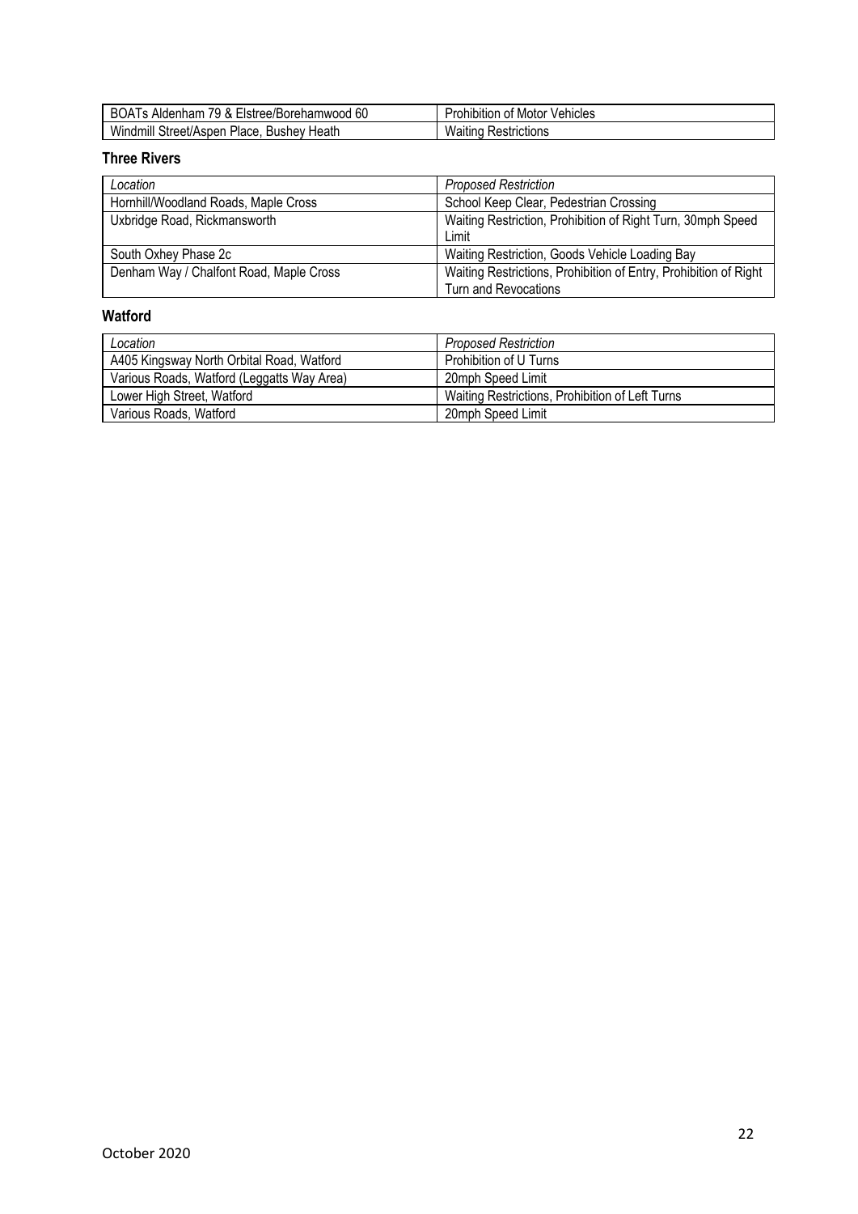| | |
|---|---|
| BOATs Aldenham 79 & Elstree/Borehamwood 60 | Prohibition of Motor Vehicles |
| Windmill Street/Aspen Place, Bushey Heath | Waiting Restrictions |

**Three Rivers**

| *Location* | *Proposed Restriction* |
|---|---|
| Hornhill/Woodland Roads, Maple Cross | School Keep Clear, Pedestrian Crossing |
| Uxbridge Road, Rickmansworth | Waiting Restriction, Prohibition of Right Turn, 30mph Speed Limit |
| South Oxhey Phase 2c | Waiting Restriction, Goods Vehicle Loading Bay |
| Denham Way / Chalfont Road, Maple Cross | Waiting Restrictions, Prohibition of Entry, Prohibition of Right Turn and Revocations |

**Watford**

| *Location* | *Proposed Restriction* |
|---|---|
| A405 Kingsway North Orbital Road, Watford | Prohibition of U Turns |
| Various Roads, Watford (Leggatts Way Area) | 20mph Speed Limit |
| Lower High Street, Watford | Waiting Restrictions, Prohibition of Left Turns |
| Various Roads, Watford | 20mph Speed Limit |

October 2020